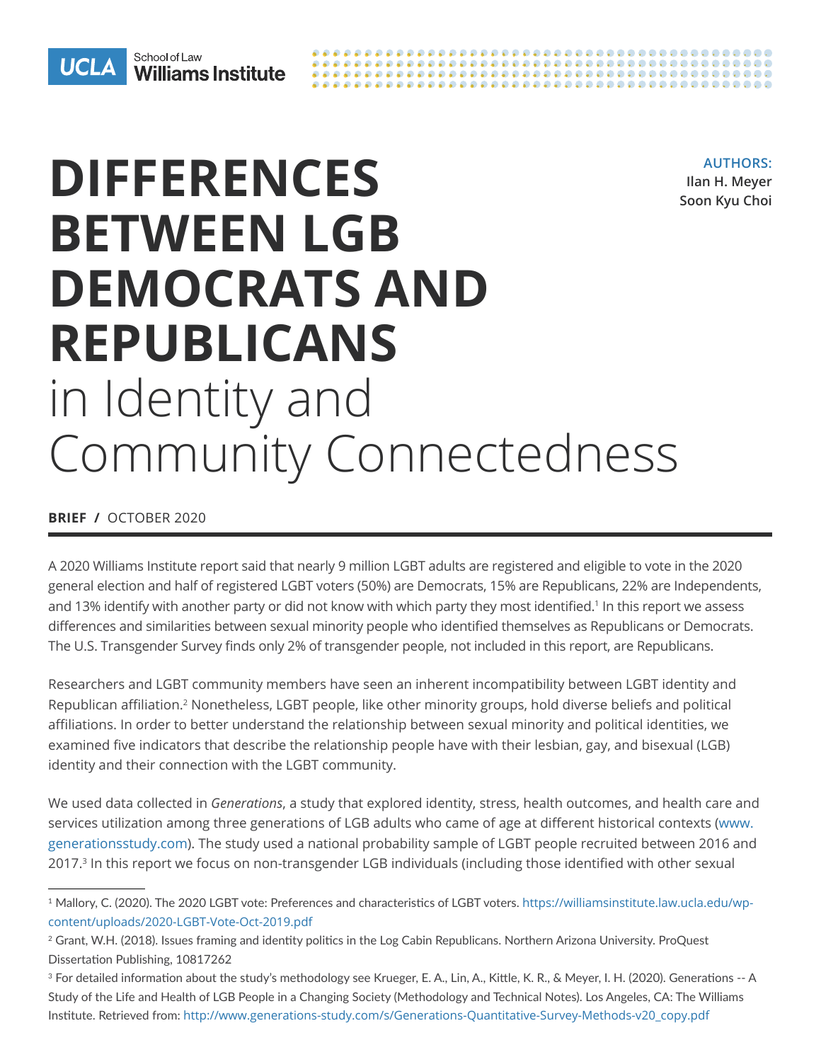UCLA School of Law Williams Institute

# DIFFERENCES BETWEEN LGB DEMOCRATS AND REPUBLICANS in Identity and Community Connectedness

**AUTHORS:**
Ilan H. Meyer
Soon Kyu Choi

**BRIEF / OCTOBER 2020**

A 2020 Williams Institute report said that nearly 9 million LGBT adults are registered and eligible to vote in the 2020 general election and half of registered LGBT voters (50%) are Democrats, 15% are Republicans, 22% are Independents, and 13% identify with another party or did not know with which party they most identified.[1] In this report we assess differences and similarities between sexual minority people who identified themselves as Republicans or Democrats. The U.S. Transgender Survey finds only 2% of transgender people, not included in this report, are Republicans.

Researchers and LGBT community members have seen an inherent incompatibility between LGBT identity and Republican affiliation.[2] Nonetheless, LGBT people, like other minority groups, hold diverse beliefs and political affiliations. In order to better understand the relationship between sexual minority and political identities, we examined five indicators that describe the relationship people have with their lesbian, gay, and bisexual (LGB) identity and their connection with the LGBT community.

We used data collected in *Generations*, a study that explored identity, stress, health outcomes, and health care and services utilization among three generations of LGB adults who came of age at different historical contexts (www.generationsstudy.com). The study used a national probability sample of LGBT people recruited between 2016 and 2017.[3] In this report we focus on non-transgender LGB individuals (including those identified with other sexual

---

[1] Mallory, C. (2020). The 2020 LGBT vote: Preferences and characteristics of LGBT voters. https://williamsinstitute.law.ucla.edu/wp-content/uploads/2020-LGBT-Vote-Oct-2019.pdf

[2] Grant, W.H. (2018). Issues framing and identity politics in the Log Cabin Republicans. Northern Arizona University. ProQuest Dissertation Publishing, 10817262

[3] For detailed information about the study's methodology see Krueger, E. A., Lin, A., Kittle, K. R., & Meyer, I. H. (2020). Generations -- A Study of the Life and Health of LGB People in a Changing Society (Methodology and Technical Notes). Los Angeles, CA: The Williams Institute. Retrieved from: http://www.generations-study.com/s/Generations-Quantitative-Survey-Methods-v20_copy.pdf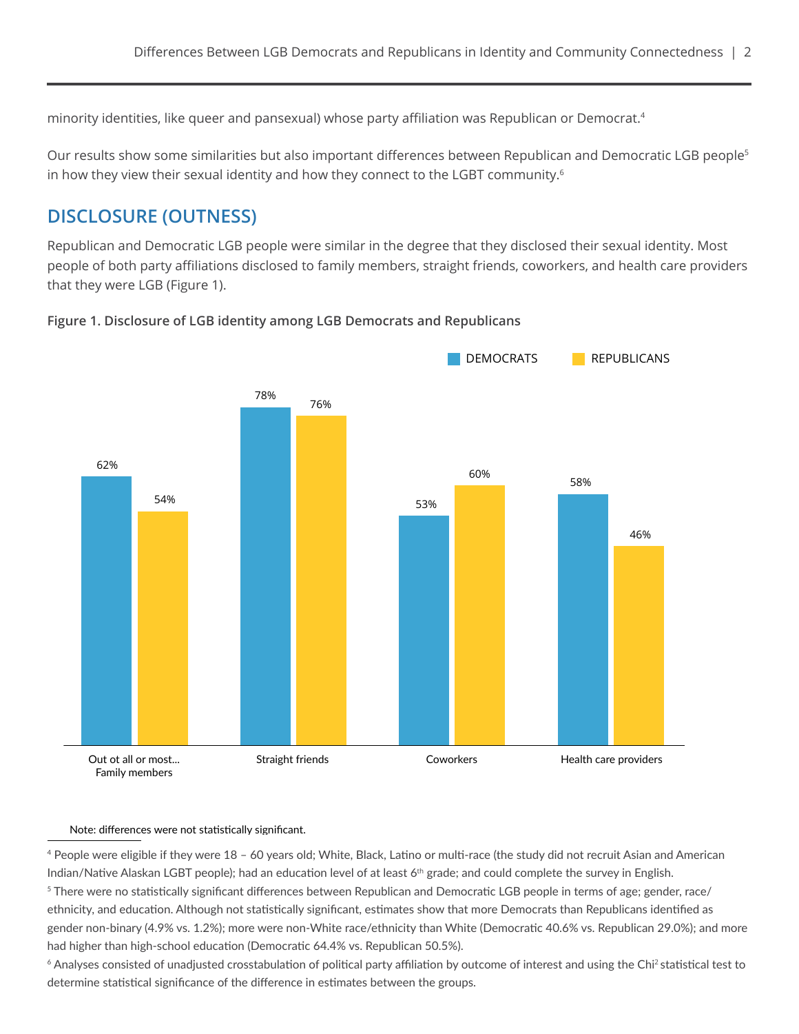minority identities, like queer and pansexual) whose party affiliation was Republican or Democrat.[4]

Our results show some similarities but also important differences between Republican and Democratic LGB people[5] in how they view their sexual identity and how they connect to the LGBT community.[6]

## DISCLOSURE (OUTNESS)

Republican and Democratic LGB people were similar in the degree that they disclosed their sexual identity. Most people of both party affiliations disclosed to family members, straight friends, coworkers, and health care providers that they were LGB (Figure 1).

**Figure 1. Disclosure of LGB identity among LGB Democrats and Republicans**

| Out ot all or most... | DEMOCRATS | REPUBLICANS |
|---|---|---|
| Family members | 62% | 54% |
| Straight friends | 78% | 76% |
| Coworkers | 53% | 60% |
| Health care providers | 58% | 46% |

Note: differences were not statistically significant.

---

[4] People were eligible if they were 18 – 60 years old; White, Black, Latino or multi-race (the study did not recruit Asian and American Indian/Native Alaskan LGBT people); had an education level of at least 6th grade; and could complete the survey in English.

[5] There were no statistically significant differences between Republican and Democratic LGB people in terms of age; gender, race/ethnicity, and education. Although not statistically significant, estimates show that more Democrats than Republicans identified as gender non-binary (4.9% vs. 1.2%); more were non-White race/ethnicity than White (Democratic 40.6% vs. Republican 29.0%); and more had higher than high-school education (Democratic 64.4% vs. Republican 50.5%).

[6] Analyses consisted of unadjusted crosstabulation of political party affiliation by outcome of interest and using the $Chi^2$ statistical test to determine statistical significance of the difference in estimates between the groups.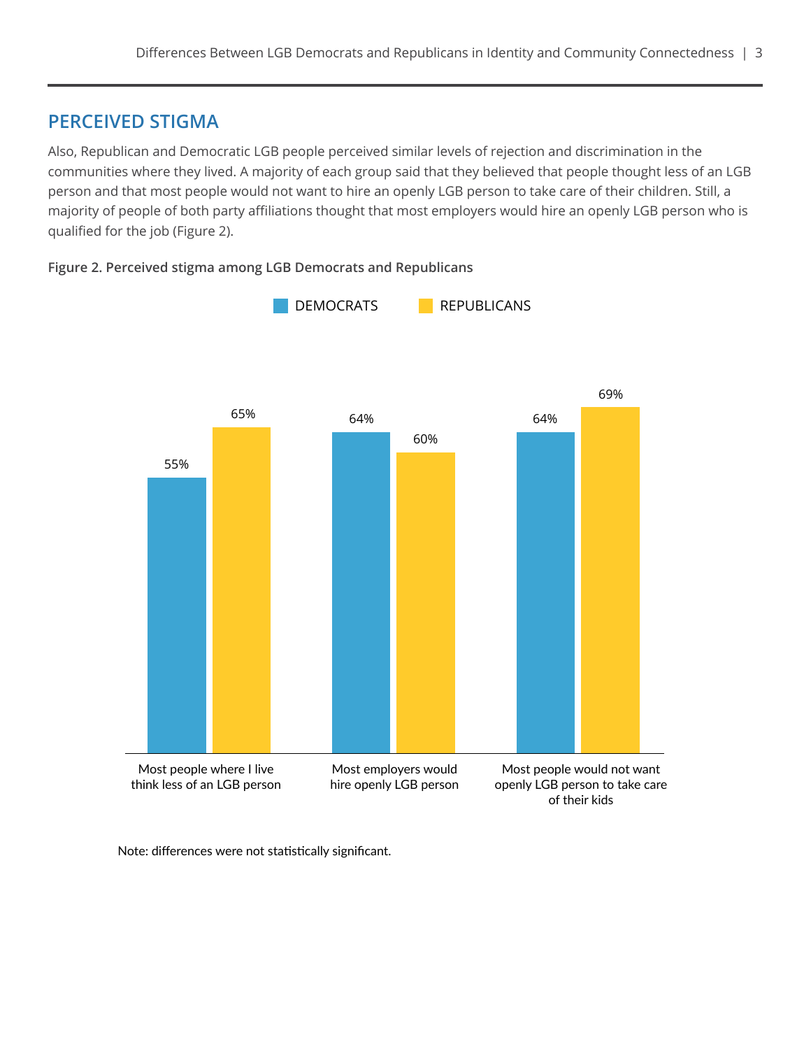## PERCEIVED STIGMA

Also, Republican and Democratic LGB people perceived similar levels of rejection and discrimination in the communities where they lived. A majority of each group said that they believed that people thought less of an LGB person and that most people would not want to hire an openly LGB person to take care of their children. Still, a majority of people of both party affiliations thought that most employers would hire an openly LGB person who is qualified for the job (Figure 2).

**Figure 2. Perceived stigma among LGB Democrats and Republicans**

| | Democrats | Republicans |
|---|---|---|
| Most people where I live think less of an LGB person | 55% | 65% |
| Most employers would hire openly LGB person | 64% | 60% |
| Most people would not want openly LGB person to take care of their kids | 64% | 69% |

Note: differences were not statistically significant.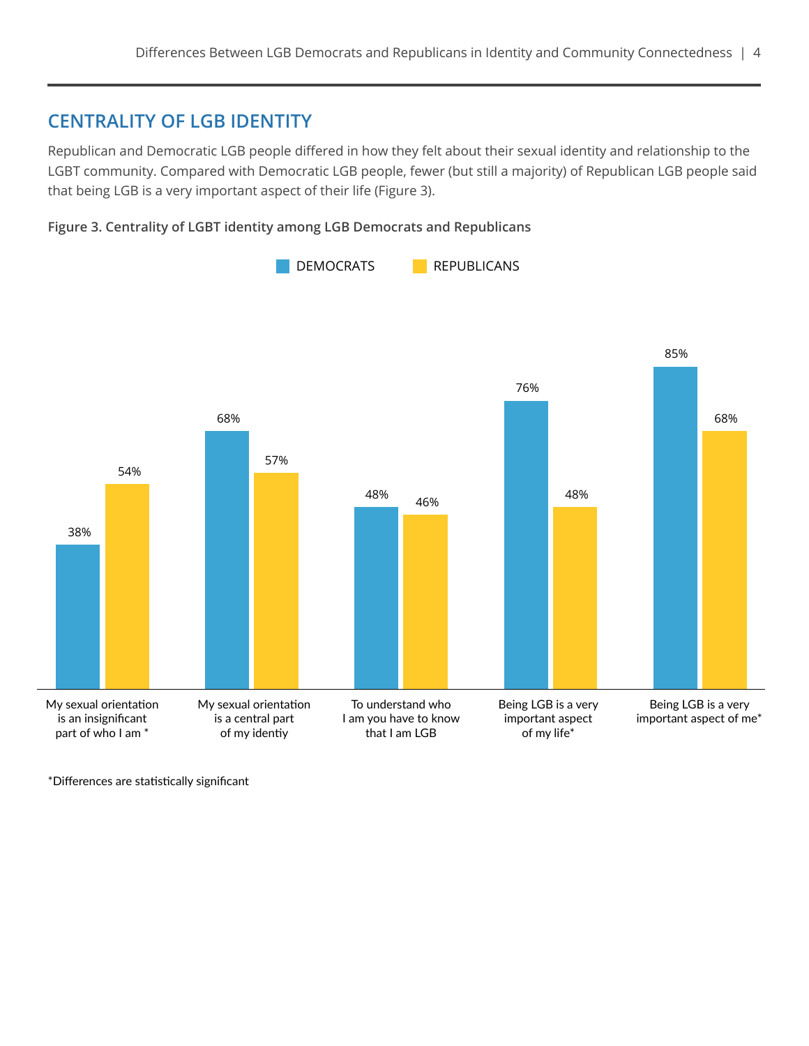## CENTRALITY OF LGB IDENTITY

Republican and Democratic LGB people differed in how they felt about their sexual identity and relationship to the LGBT community. Compared with Democratic LGB people, fewer (but still a majority) of Republican LGB people said that being LGB is a very important aspect of their life (Figure 3).

**Figure 3. Centrality of LGBT identity among LGB Democrats and Republicans**

| | DEMOCRATS | REPUBLICANS |
|---|---|---|
| My sexual orientation is an insignificant part of who I am * | 38% | 54% |
| My sexual orientation is a central part of my identiy | 68% | 57% |
| To understand who I am you have to know that I am LGB | 48% | 46% |
| Being LGB is a very important aspect of my life* | 76% | 48% |
| Being LGB is a very important aspect of me* | 85% | 68% |

*Differences are statistically significant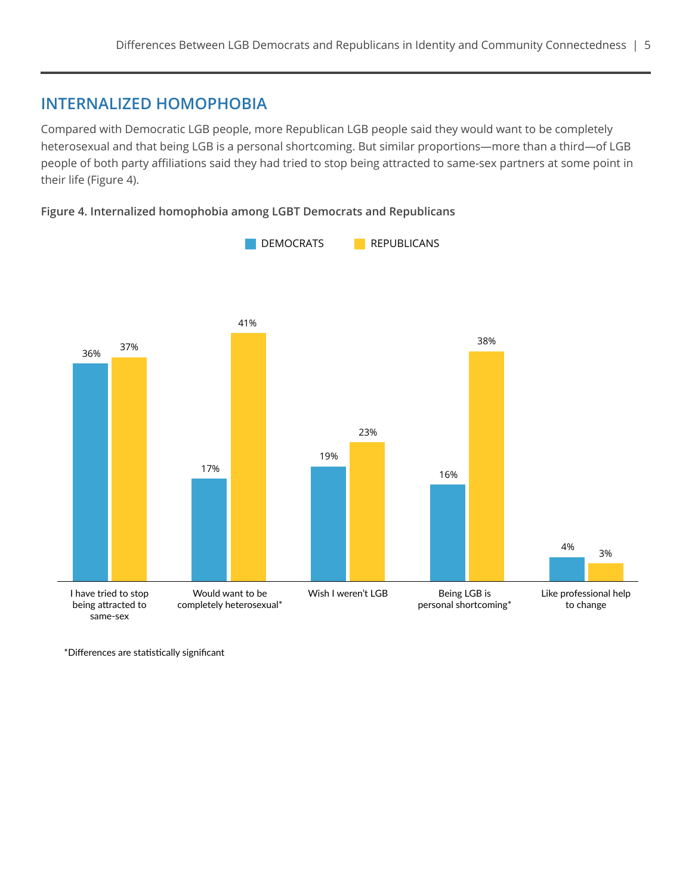## INTERNALIZED HOMOPHOBIA

Compared with Democratic LGB people, more Republican LGB people said they would want to be completely heterosexual and that being LGB is a personal shortcoming. But similar proportions—more than a third—of LGB people of both party affiliations said they had tried to stop being attracted to same-sex partners at some point in their life (Figure 4).

**Figure 4. Internalized homophobia among LGBT Democrats and Republicans**

| | DEMOCRATS | REPUBLICANS |
|---|---|---|
| I have tried to stop being attracted to same-sex | 36% | 37% |
| Would want to be completely heterosexual* | 17% | 41% |
| Wish I weren't LGB | 19% | 23% |
| Being LGB is personal shortcoming* | 16% | 38% |
| Like professional help to change | 4% | 3% |

*Differences are statistically significant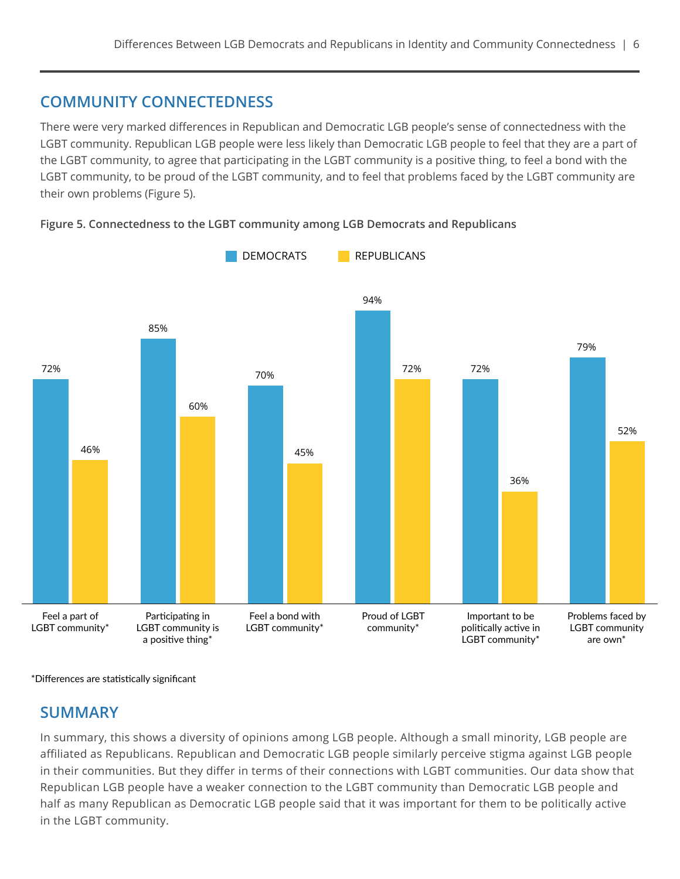## COMMUNITY CONNECTEDNESS

There were very marked differences in Republican and Democratic LGB people's sense of connectedness with the LGBT community. Republican LGB people were less likely than Democratic LGB people to feel that they are a part of the LGBT community, to agree that participating in the LGBT community is a positive thing, to feel a bond with the LGBT community, to be proud of the LGBT community, and to feel that problems faced by the LGBT community are their own problems (Figure 5).

**Figure 5. Connectedness to the LGBT community among LGB Democrats and Republicans**

| | DEMOCRATS | REPUBLICANS |
|---|---|---|
| Feel a part of LGBT community* | 72% | 46% |
| Participating in LGBT community is a positive thing* | 85% | 60% |
| Feel a bond with LGBT community* | 70% | 45% |
| Proud of LGBT community* | 94% | 72% |
| Important to be politically active in LGBT community* | 72% | 36% |
| Problems faced by LGBT community are own* | 79% | 52% |

*Differences are statistically significant

## SUMMARY

In summary, this shows a diversity of opinions among LGB people. Although a small minority, LGB people are affiliated as Republicans. Republican and Democratic LGB people similarly perceive stigma against LGB people in their communities. But they differ in terms of their connections with LGBT communities. Our data show that Republican LGB people have a weaker connection to the LGBT community than Democratic LGB people and half as many Republican as Democratic LGB people said that it was important for them to be politically active in the LGBT community.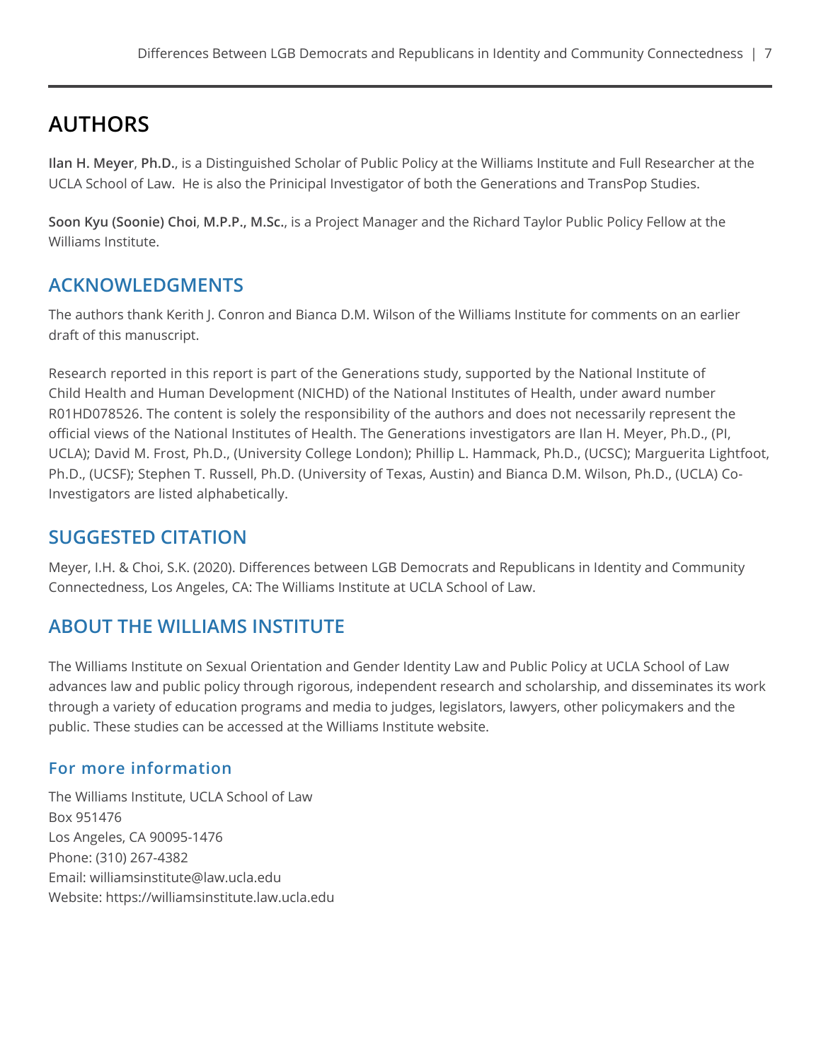# AUTHORS

**Ilan H. Meyer**, **Ph.D.**, is a Distinguished Scholar of Public Policy at the Williams Institute and Full Researcher at the UCLA School of Law. He is also the Prinicipal Investigator of both the Generations and TransPop Studies.

**Soon Kyu (Soonie) Choi**, **M.P.P., M.Sc.**, is a Project Manager and the Richard Taylor Public Policy Fellow at the Williams Institute.

## ACKNOWLEDGMENTS

The authors thank Kerith J. Conron and Bianca D.M. Wilson of the Williams Institute for comments on an earlier draft of this manuscript.

Research reported in this report is part of the Generations study, supported by the National Institute of Child Health and Human Development (NICHD) of the National Institutes of Health, under award number R01HD078526. The content is solely the responsibility of the authors and does not necessarily represent the official views of the National Institutes of Health. The Generations investigators are Ilan H. Meyer, Ph.D., (PI, UCLA); David M. Frost, Ph.D., (University College London); Phillip L. Hammack, Ph.D., (UCSC); Marguerita Lightfoot, Ph.D., (UCSF); Stephen T. Russell, Ph.D. (University of Texas, Austin) and Bianca D.M. Wilson, Ph.D., (UCLA) Co-Investigators are listed alphabetically.

## SUGGESTED CITATION

Meyer, I.H. & Choi, S.K. (2020). Differences between LGB Democrats and Republicans in Identity and Community Connectedness, Los Angeles, CA: The Williams Institute at UCLA School of Law.

## ABOUT THE WILLIAMS INSTITUTE

The Williams Institute on Sexual Orientation and Gender Identity Law and Public Policy at UCLA School of Law advances law and public policy through rigorous, independent research and scholarship, and disseminates its work through a variety of education programs and media to judges, legislators, lawyers, other policymakers and the public. These studies can be accessed at the Williams Institute website.

### For more information

The Williams Institute, UCLA School of Law
Box 951476
Los Angeles, CA 90095-1476
Phone: (310) 267-4382
Email: williamsinstitute@law.ucla.edu
Website: https://williamsinstitute.law.ucla.edu